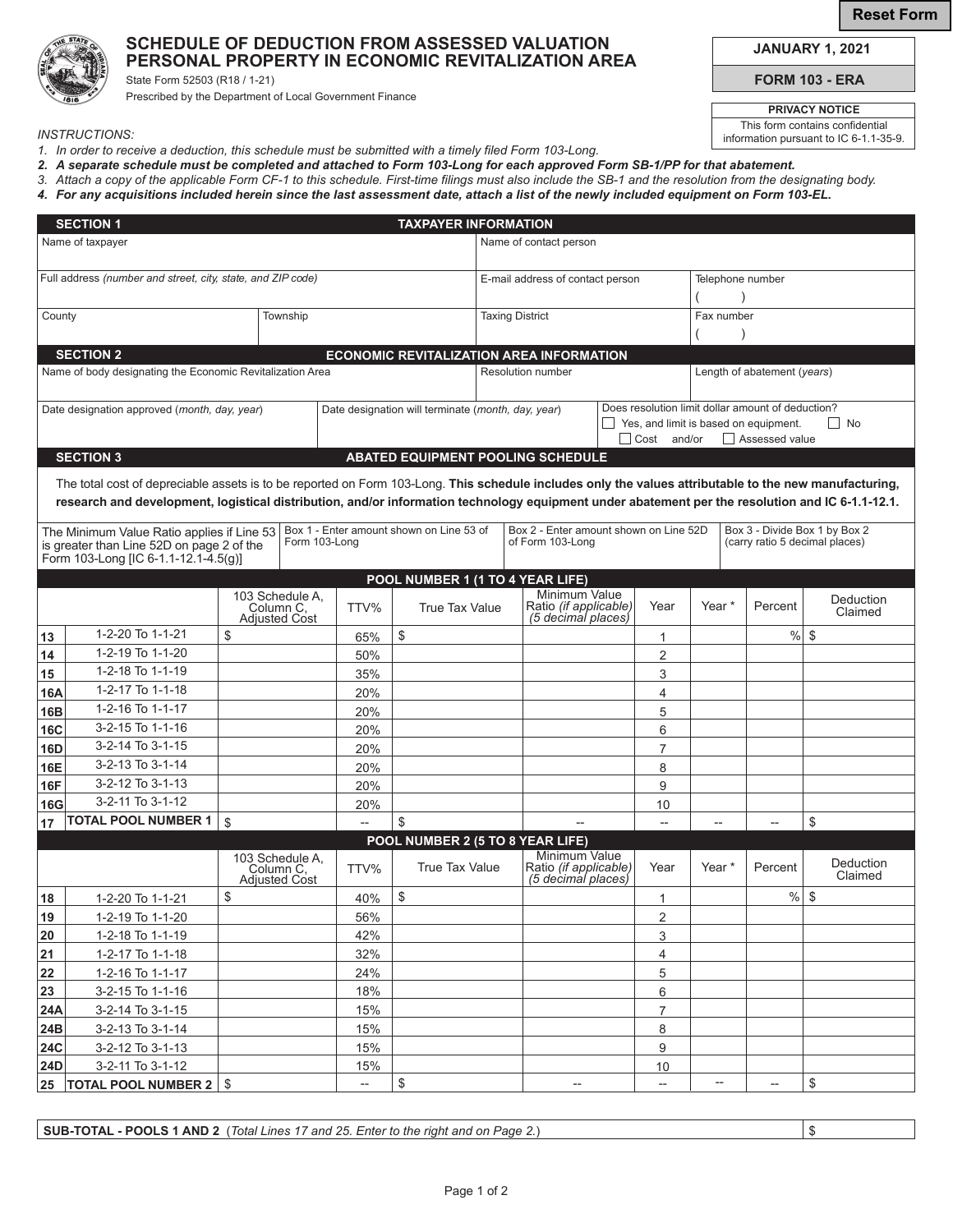Reset Form

# SCHEDULE OF DEDUCTION FROM ASSESSED VALUATION PERSONAL PROPERTY IN ECONOMIC REVITALIZATION AREA

State Form 52503 (R18 / 1-21)

Prescribed by the Department of Local Government Finance

**JANUARY 1, 2021**

**FORM 103 - ERA**

**PRIVACY NOTICE**

This form contains confidential information pursuant to IC 6-1.1-35-9.

*INSTRUCTIONS:*

1. *In order to receive a deduction, this schedule must be submitted with a timely filed Form 103-Long.*
2. ***A separate schedule must be completed and attached to Form 103-Long for each approved Form SB-1/PP for that abatement.***
3. *Attach a copy of the applicable Form CF-1 to this schedule. First-time filings must also include the SB-1 and the resolution from the designating body.*
4. ***For any acquisitions included herein since the last assessment date, attach a list of the newly included equipment on Form 103-EL.***

## SECTION 1 — TAXPAYER INFORMATION

| | | | |
|---|---|---|---|
| Name of taxpayer | | Name of contact person | |
| Full address *(number and street, city, state, and ZIP code)* | | E-mail address of contact person | Telephone number ( ) |
| County | Township | Taxing District | Fax number ( ) |

## SECTION 2 — ECONOMIC REVITALIZATION AREA INFORMATION

| | | |
|---|---|---|
| Name of body designating the Economic Revitalization Area | Resolution number | Length of abatement (*years*) |
| Date designation approved (*month, day, year*) | Date designation will terminate (*month, day, year*) | Does resolution limit dollar amount of deduction? ☐ Yes, and limit is based on equipment. ☐ No ☐ Cost and/or ☐ Assessed value |

## SECTION 3 — ABATED EQUIPMENT POOLING SCHEDULE

The total cost of depreciable assets is to be reported on Form 103-Long. **This schedule includes only the values attributable to the new manufacturing, research and development, logistical distribution, and/or information technology equipment under abatement per the resolution and IC 6-1.1-12.1.**

| The Minimum Value Ratio applies if Line 53 is greater than Line 52D on page 2 of the Form 103-Long [IC 6-1.1-12.1-4.5(g)] | Box 1 - Enter amount shown on Line 53 of Form 103-Long | Box 2 - Enter amount shown on Line 52D of Form 103-Long | Box 3 - Divide Box 1 by Box 2 (carry ratio 5 decimal places) |
|---|---|---|---|
| | | | |

**POOL NUMBER 1 (1 TO 4 YEAR LIFE)**

| | | 103 Schedule A, Column C, Adjusted Cost | TTV% | True Tax Value | Minimum Value Ratio *(if applicable)* *(5 decimal places)* | Year | Year * | Percent | Deduction Claimed |
|---|---|---|---|---|---|---|---|---|---|
| 13 | 1-2-20 To 1-1-21 | $ | 65% | $ | | 1 | | % | $ |
| 14 | 1-2-19 To 1-1-20 | | 50% | | | 2 | | | |
| 15 | 1-2-18 To 1-1-19 | | 35% | | | 3 | | | |
| 16A | 1-2-17 To 1-1-18 | | 20% | | | 4 | | | |
| 16B | 1-2-16 To 1-1-17 | | 20% | | | 5 | | | |
| 16C | 3-2-15 To 1-1-16 | | 20% | | | 6 | | | |
| 16D | 3-2-14 To 3-1-15 | | 20% | | | 7 | | | |
| 16E | 3-2-13 To 3-1-14 | | 20% | | | 8 | | | |
| 16F | 3-2-12 To 3-1-13 | | 20% | | | 9 | | | |
| 16G | 3-2-11 To 3-1-12 | | 20% | | | 10 | | | |
| 17 | **TOTAL POOL NUMBER 1** | $ | -- | $ | -- | -- | -- | -- | $ |

**POOL NUMBER 2 (5 TO 8 YEAR LIFE)**

| | | 103 Schedule A, Column C, Adjusted Cost | TTV% | True Tax Value | Minimum Value Ratio *(if applicable)* *(5 decimal places)* | Year | Year * | Percent | Deduction Claimed |
|---|---|---|---|---|---|---|---|---|---|
| 18 | 1-2-20 To 1-1-21 | $ | 40% | $ | | 1 | | % | $ |
| 19 | 1-2-19 To 1-1-20 | | 56% | | | 2 | | | |
| 20 | 1-2-18 To 1-1-19 | | 42% | | | 3 | | | |
| 21 | 1-2-17 To 1-1-18 | | 32% | | | 4 | | | |
| 22 | 1-2-16 To 1-1-17 | | 24% | | | 5 | | | |
| 23 | 3-2-15 To 1-1-16 | | 18% | | | 6 | | | |
| 24A | 3-2-14 To 3-1-15 | | 15% | | | 7 | | | |
| 24B | 3-2-13 To 3-1-14 | | 15% | | | 8 | | | |
| 24C | 3-2-12 To 3-1-13 | | 15% | | | 9 | | | |
| 24D | 3-2-11 To 3-1-12 | | 15% | | | 10 | | | |
| 25 | **TOTAL POOL NUMBER 2** | $ | -- | $ | -- | -- | -- | -- | $ |

| | |
|---|---|
| **SUB-TOTAL - POOLS 1 AND 2** (*Total Lines 17 and 25. Enter to the right and on Page 2.*) | $ |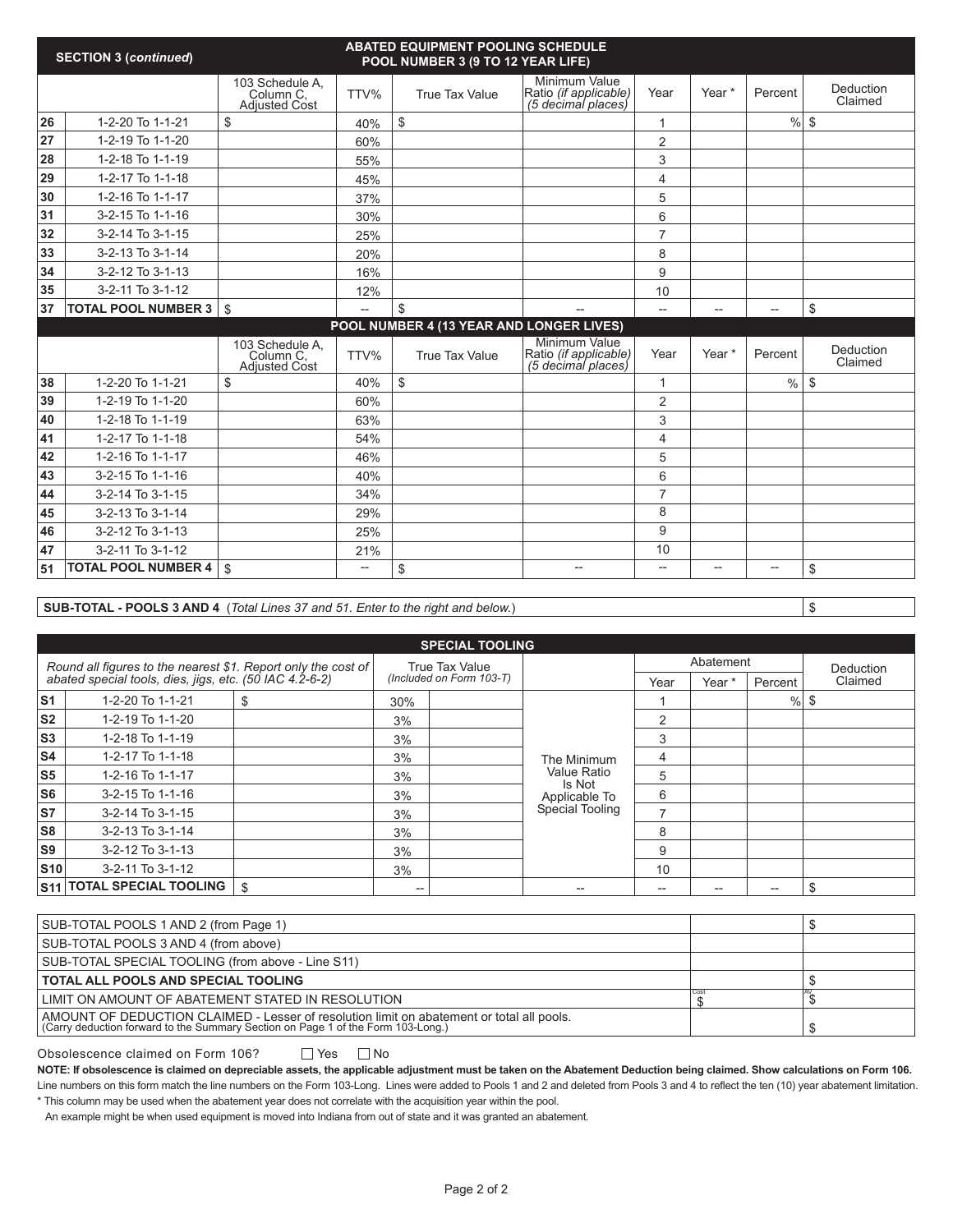| SECTION 3 (*continued*) | | ABATED EQUIPMENT POOLING SCHEDULE POOL NUMBER 3 (9 TO 12 YEAR LIFE) | | | | | | | |
|---|---|---|---|---|---|---|---|---|---|
| | | 103 Schedule A, Column C, Adjusted Cost | TTV% | True Tax Value | Minimum Value Ratio (*if applicable*) (*5 decimal places*) | Year | Year * | Percent | Deduction Claimed |
| 26 | 1-2-20 To 1-1-21 | $ | 40% | $ | | 1 | | % | $ |
| 27 | 1-2-19 To 1-1-20 | | 60% | | | 2 | | | |
| 28 | 1-2-18 To 1-1-19 | | 55% | | | 3 | | | |
| 29 | 1-2-17 To 1-1-18 | | 45% | | | 4 | | | |
| 30 | 1-2-16 To 1-1-17 | | 37% | | | 5 | | | |
| 31 | 3-2-15 To 1-1-16 | | 30% | | | 6 | | | |
| 32 | 3-2-14 To 3-1-15 | | 25% | | | 7 | | | |
| 33 | 3-2-13 To 3-1-14 | | 20% | | | 8 | | | |
| 34 | 3-2-12 To 3-1-13 | | 16% | | | 9 | | | |
| 35 | 3-2-11 To 3-1-12 | | 12% | | | 10 | | | |
| 37 | **TOTAL POOL NUMBER 3** | $ | -- | $ | -- | -- | -- | -- | $ |

| POOL NUMBER 4 (13 YEAR AND LONGER LIVES) | | | | | | | | | |
|---|---|---|---|---|---|---|---|---|---|
| | | 103 Schedule A, Column C, Adjusted Cost | TTV% | True Tax Value | Minimum Value Ratio (*if applicable*) (*5 decimal places*) | Year | Year * | Percent | Deduction Claimed |
| 38 | 1-2-20 To 1-1-21 | $ | 40% | $ | | 1 | | % | $ |
| 39 | 1-2-19 To 1-1-20 | | 60% | | | 2 | | | |
| 40 | 1-2-18 To 1-1-19 | | 63% | | | 3 | | | |
| 41 | 1-2-17 To 1-1-18 | | 54% | | | 4 | | | |
| 42 | 1-2-16 To 1-1-17 | | 46% | | | 5 | | | |
| 43 | 3-2-15 To 1-1-16 | | 40% | | | 6 | | | |
| 44 | 3-2-14 To 3-1-15 | | 34% | | | 7 | | | |
| 45 | 3-2-13 To 3-1-14 | | 29% | | | 8 | | | |
| 46 | 3-2-12 To 3-1-13 | | 25% | | | 9 | | | |
| 47 | 3-2-11 To 3-1-12 | | 21% | | | 10 | | | |
| 51 | **TOTAL POOL NUMBER 4** | $ | -- | $ | -- | -- | -- | -- | $ |

| | |
|---|---|
| **SUB-TOTAL - POOLS 3 AND 4** (*Total Lines 37 and 51. Enter to the right and below.*) | $ |

| SPECIAL TOOLING | | | | | | | | | |
|---|---|---|---|---|---|---|---|---|---|
| *Round all figures to the nearest $1. Report only the cost of abated special tools, dies, jigs, etc. (50 IAC 4.2-6-2)* | | | True Tax Value (*Included on Form 103-T*) | | | Abatement | | | Deduction Claimed |
| | | | | | | Year | Year * | Percent | |
| S1 | 1-2-20 To 1-1-21 | $ | 30% | | The Minimum Value Ratio Is Not Applicable To Special Tooling | 1 | | % | $ |
| S2 | 1-2-19 To 1-1-20 | | 3% | | | 2 | | | |
| S3 | 1-2-18 To 1-1-19 | | 3% | | | 3 | | | |
| S4 | 1-2-17 To 1-1-18 | | 3% | | | 4 | | | |
| S5 | 1-2-16 To 1-1-17 | | 3% | | | 5 | | | |
| S6 | 3-2-15 To 1-1-16 | | 3% | | | 6 | | | |
| S7 | 3-2-14 To 3-1-15 | | 3% | | | 7 | | | |
| S8 | 3-2-13 To 3-1-14 | | 3% | | | 8 | | | |
| S9 | 3-2-12 To 3-1-13 | | 3% | | | 9 | | | |
| S10 | 3-2-11 To 3-1-12 | | 3% | | | 10 | | | |
| S11 | **TOTAL SPECIAL TOOLING** | $ | -- | | -- | -- | -- | -- | $ |

| | | |
|---|---|---|
| SUB-TOTAL POOLS 1 AND 2 (from Page 1) | | $ |
| SUB-TOTAL POOLS 3 AND 4 (from above) | | |
| SUB-TOTAL SPECIAL TOOLING (from above - Line S11) | | |
| **TOTAL ALL POOLS AND SPECIAL TOOLING** | | $ |
| LIMIT ON AMOUNT OF ABATEMENT STATED IN RESOLUTION | Cost $ | AV $ |
| AMOUNT OF DEDUCTION CLAIMED - Lesser of resolution limit on abatement or total all pools. (Carry deduction forward to the Summary Section on Page 1 of the Form 103-Long.) | | $ |

Obsolescence claimed on Form 106? ☐ Yes ☐ No

**NOTE: If obsolescence is claimed on depreciable assets, the applicable adjustment must be taken on the Abatement Deduction being claimed. Show calculations on Form 106.**

Line numbers on this form match the line numbers on the Form 103-Long. Lines were added to Pools 1 and 2 and deleted from Pools 3 and 4 to reflect the ten (10) year abatement limitation.

* This column may be used when the abatement year does not correlate with the acquisition year within the pool.

An example might be when used equipment is moved into Indiana from out of state and it was granted an abatement.